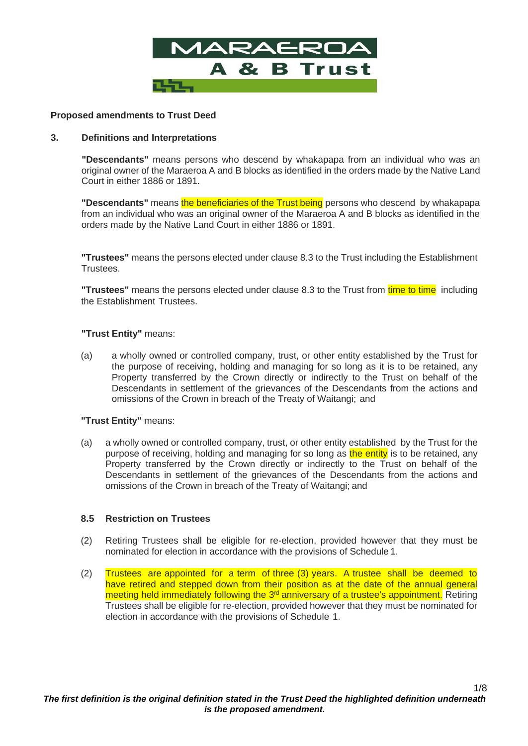MARAEROA

A & B Trust

**Proposed amendments to Trust Deed**

**3. Definitions and Interpretations**

**"Descendants"** means persons who descend by whakapapa from an individual who was an original owner of the Maraeroa A and B blocks as identified in the orders made by the Native Land Court in either 1886 or 1891.

**"Descendants"** means the beneficiaries of the Trust being persons who descend by whakapapa from an individual who was an original owner of the Maraeroa A and B blocks as identified in the orders made by the Native Land Court in either 1886 or 1891.

**"Trustees"** means the persons elected under clause 8.3 to the Trust including the Establishment Trustees.

**"Trustees"** means the persons elected under clause 8.3 to the Trust from time to time including the Establishment Trustees.

**"Trust Entity"** means:

(a) a wholly owned or controlled company, trust, or other entity established by the Trust for the purpose of receiving, holding and managing for so long as it is to be retained, any Property transferred by the Crown directly or indirectly to the Trust on behalf of the Descendants in settlement of the grievances of the Descendants from the actions and omissions of the Crown in breach of the Treaty of Waitangi; and

**"Trust Entity"** means:

(a) a wholly owned or controlled company, trust, or other entity established by the Trust for the purpose of receiving, holding and managing for so long as the entity is to be retained, any Property transferred by the Crown directly or indirectly to the Trust on behalf of the Descendants in settlement of the grievances of the Descendants from the actions and omissions of the Crown in breach of the Treaty of Waitangi; and

**8.5 Restriction on Trustees**

(2) Retiring Trustees shall be eligible for re-election, provided however that they must be nominated for election in accordance with the provisions of Schedule 1.

(2) Trustees are appointed for a term of three (3) years. A trustee shall be deemed to have retired and stepped down from their position as at the date of the annual general meeting held immediately following the 3rd anniversary of a trustee's appointment. Retiring Trustees shall be eligible for re-election, provided however that they must be nominated for election in accordance with the provisions of Schedule 1.

***The first definition is the original definition stated in the Trust Deed the highlighted definition underneath is the proposed amendment.***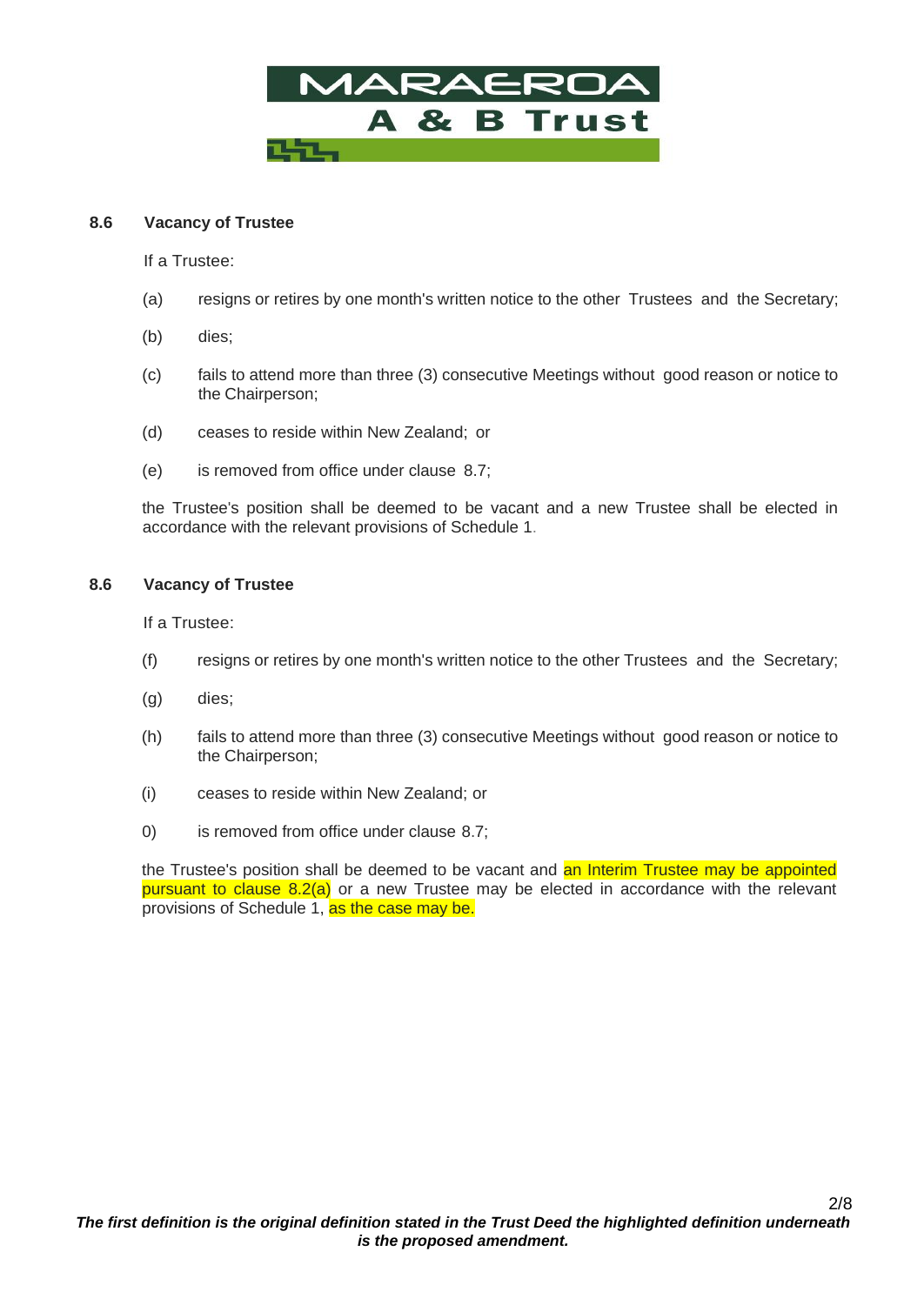**MARAEROA**
**A & B Trust**

### 8.6 Vacancy of Trustee

If a Trustee:

(a) resigns or retires by one month's written notice to the other Trustees and the Secretary;

(b) dies;

(c) fails to attend more than three (3) consecutive Meetings without good reason or notice to the Chairperson;

(d) ceases to reside within New Zealand; or

(e) is removed from office under clause 8.7;

the Trustee's position shall be deemed to be vacant and a new Trustee shall be elected in accordance with the relevant provisions of Schedule 1.

### 8.6 Vacancy of Trustee

If a Trustee:

(f) resigns or retires by one month's written notice to the other Trustees and the Secretary;

(g) dies;

(h) fails to attend more than three (3) consecutive Meetings without good reason or notice to the Chairperson;

(i) ceases to reside within New Zealand; or

0) is removed from office under clause 8.7;

the Trustee's position shall be deemed to be vacant and an Interim Trustee may be appointed pursuant to clause 8.2(a) or a new Trustee may be elected in accordance with the relevant provisions of Schedule 1, as the case may be.

***The first definition is the original definition stated in the Trust Deed the highlighted definition underneath is the proposed amendment.***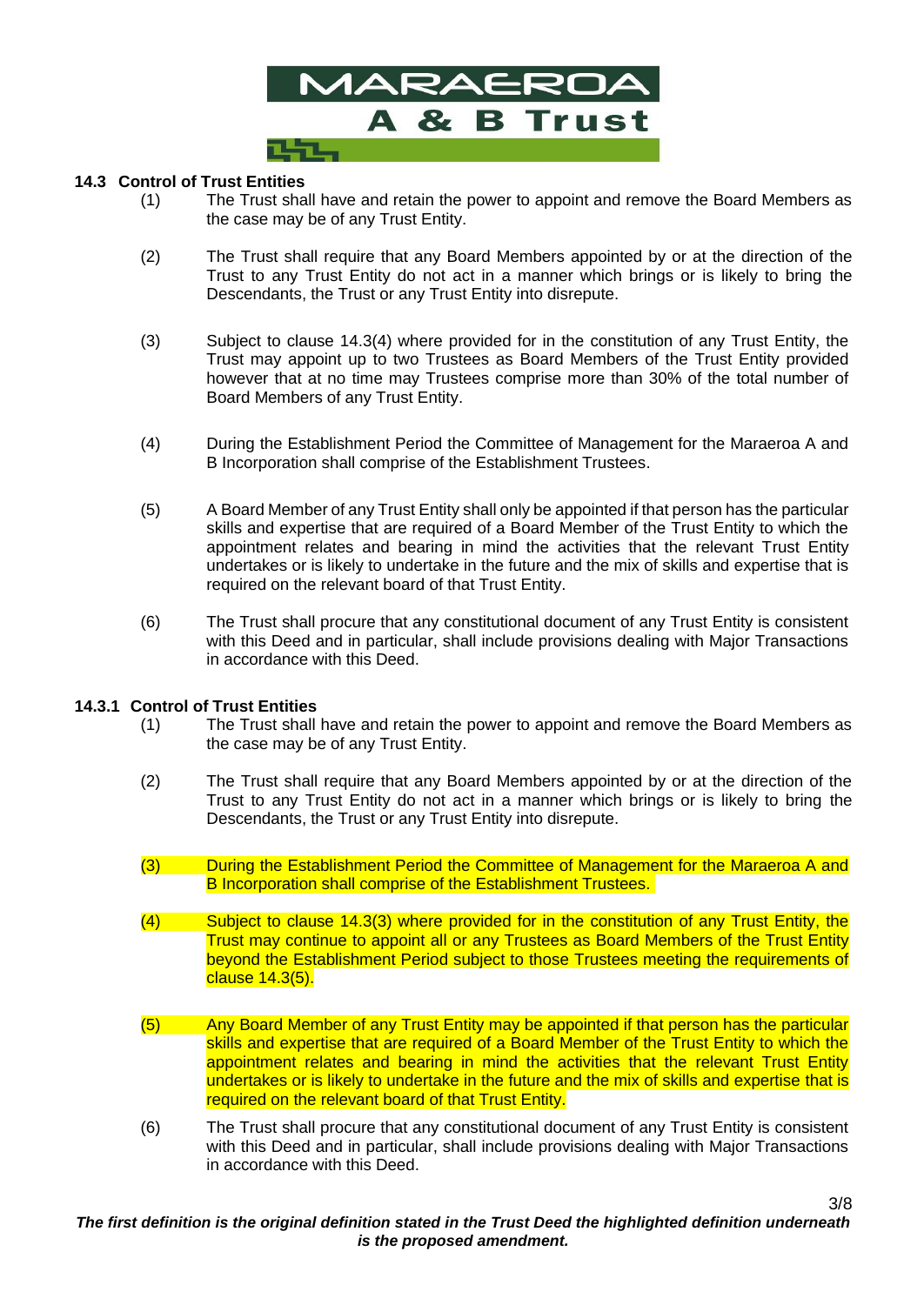## 14.3 Control of Trust Entities

(1) The Trust shall have and retain the power to appoint and remove the Board Members as the case may be of any Trust Entity.

(2) The Trust shall require that any Board Members appointed by or at the direction of the Trust to any Trust Entity do not act in a manner which brings or is likely to bring the Descendants, the Trust or any Trust Entity into disrepute.

(3) Subject to clause 14.3(4) where provided for in the constitution of any Trust Entity, the Trust may appoint up to two Trustees as Board Members of the Trust Entity provided however that at no time may Trustees comprise more than 30% of the total number of Board Members of any Trust Entity.

(4) During the Establishment Period the Committee of Management for the Maraeroa A and B Incorporation shall comprise of the Establishment Trustees.

(5) A Board Member of any Trust Entity shall only be appointed if that person has the particular skills and expertise that are required of a Board Member of the Trust Entity to which the appointment relates and bearing in mind the activities that the relevant Trust Entity undertakes or is likely to undertake in the future and the mix of skills and expertise that is required on the relevant board of that Trust Entity.

(6) The Trust shall procure that any constitutional document of any Trust Entity is consistent with this Deed and in particular, shall include provisions dealing with Major Transactions in accordance with this Deed.

## 14.3.1 Control of Trust Entities

(1) The Trust shall have and retain the power to appoint and remove the Board Members as the case may be of any Trust Entity.

(2) The Trust shall require that any Board Members appointed by or at the direction of the Trust to any Trust Entity do not act in a manner which brings or is likely to bring the Descendants, the Trust or any Trust Entity into disrepute.

(3) During the Establishment Period the Committee of Management for the Maraeroa A and B Incorporation shall comprise of the Establishment Trustees.

(4) Subject to clause 14.3(3) where provided for in the constitution of any Trust Entity, the Trust may continue to appoint all or any Trustees as Board Members of the Trust Entity beyond the Establishment Period subject to those Trustees meeting the requirements of clause 14.3(5).

(5) Any Board Member of any Trust Entity may be appointed if that person has the particular skills and expertise that are required of a Board Member of the Trust Entity to which the appointment relates and bearing in mind the activities that the relevant Trust Entity undertakes or is likely to undertake in the future and the mix of skills and expertise that is required on the relevant board of that Trust Entity.

(6) The Trust shall procure that any constitutional document of any Trust Entity is consistent with this Deed and in particular, shall include provisions dealing with Major Transactions in accordance with this Deed.

***The first definition is the original definition stated in the Trust Deed the highlighted definition underneath is the proposed amendment.***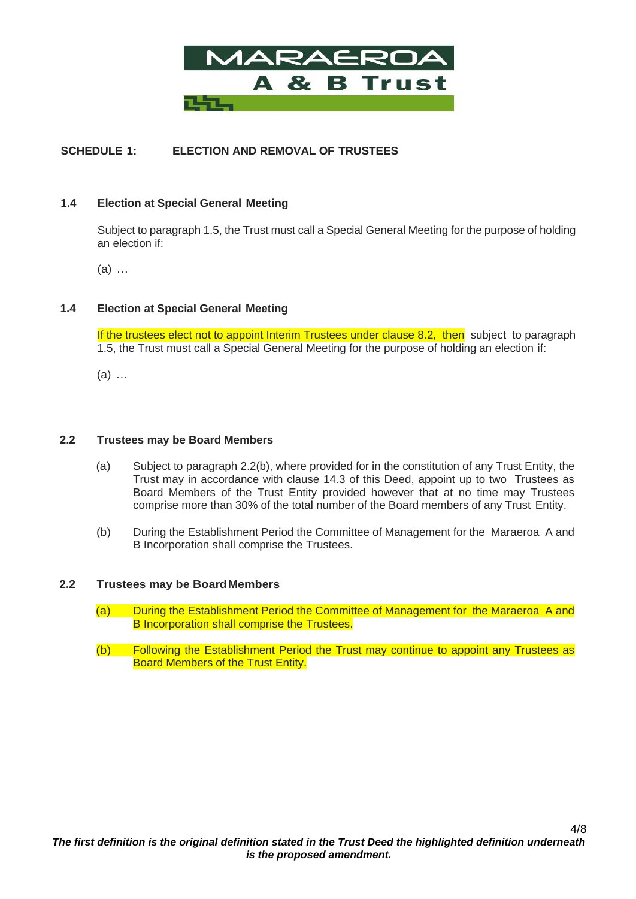**MARAEROA A & B Trust**

**SCHEDULE 1: ELECTION AND REMOVAL OF TRUSTEES**

**1.4 Election at Special General Meeting**

Subject to paragraph 1.5, the Trust must call a Special General Meeting for the purpose of holding an election if:

(a) …

**1.4 Election at Special General Meeting**

If the trustees elect not to appoint Interim Trustees under clause 8.2, then subject to paragraph 1.5, the Trust must call a Special General Meeting for the purpose of holding an election if:

(a) …

**2.2 Trustees may be Board Members**

(a) Subject to paragraph 2.2(b), where provided for in the constitution of any Trust Entity, the Trust may in accordance with clause 14.3 of this Deed, appoint up to two Trustees as Board Members of the Trust Entity provided however that at no time may Trustees comprise more than 30% of the total number of the Board members of any Trust Entity.

(b) During the Establishment Period the Committee of Management for the Maraeroa A and B Incorporation shall comprise the Trustees.

**2.2 Trustees may be Board Members**

(a) During the Establishment Period the Committee of Management for the Maraeroa A and B Incorporation shall comprise the Trustees.

(b) Following the Establishment Period the Trust may continue to appoint any Trustees as Board Members of the Trust Entity.

***The first definition is the original definition stated in the Trust Deed the highlighted definition underneath is the proposed amendment.***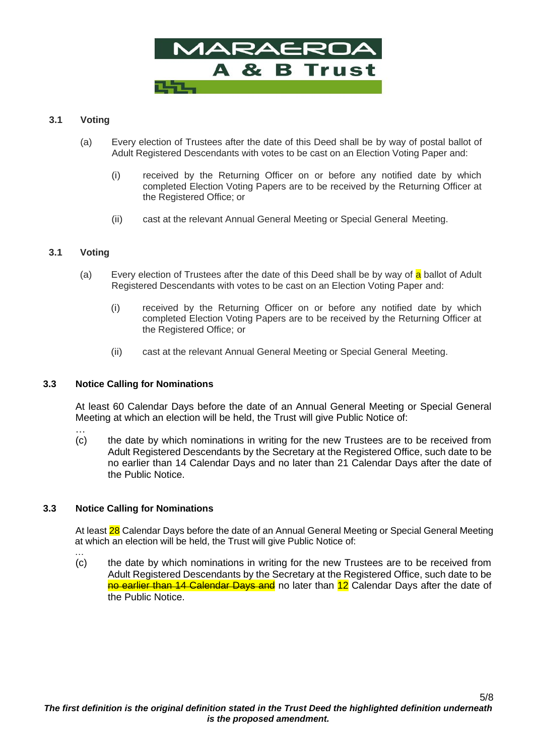### 3.1 Voting

(a) Every election of Trustees after the date of this Deed shall be by way of postal ballot of Adult Registered Descendants with votes to be cast on an Election Voting Paper and:

(i) received by the Returning Officer on or before any notified date by which completed Election Voting Papers are to be received by the Returning Officer at the Registered Office; or

(ii) cast at the relevant Annual General Meeting or Special General Meeting.

### 3.1 Voting

(a) Every election of Trustees after the date of this Deed shall be by way of a ballot of Adult Registered Descendants with votes to be cast on an Election Voting Paper and:

(i) received by the Returning Officer on or before any notified date by which completed Election Voting Papers are to be received by the Returning Officer at the Registered Office; or

(ii) cast at the relevant Annual General Meeting or Special General Meeting.

### 3.3 Notice Calling for Nominations

At least 60 Calendar Days before the date of an Annual General Meeting or Special General Meeting at which an election will be held, the Trust will give Public Notice of:

…

(c) the date by which nominations in writing for the new Trustees are to be received from Adult Registered Descendants by the Secretary at the Registered Office, such date to be no earlier than 14 Calendar Days and no later than 21 Calendar Days after the date of the Public Notice.

### 3.3 Notice Calling for Nominations

At least 28 Calendar Days before the date of an Annual Meeting or Special General Meeting at which an election will be held, the Trust will give Public Notice of:

…

(c) the date by which nominations in writing for the new Trustees are to be received from Adult Registered Descendants by the Secretary at the Registered Office, such date to be ~~no earlier than 14 Calendar Days and~~ no later than 12 Calendar Days after the date of the Public Notice.

***The first definition is the original definition stated in the Trust Deed the highlighted definition underneath is the proposed amendment.***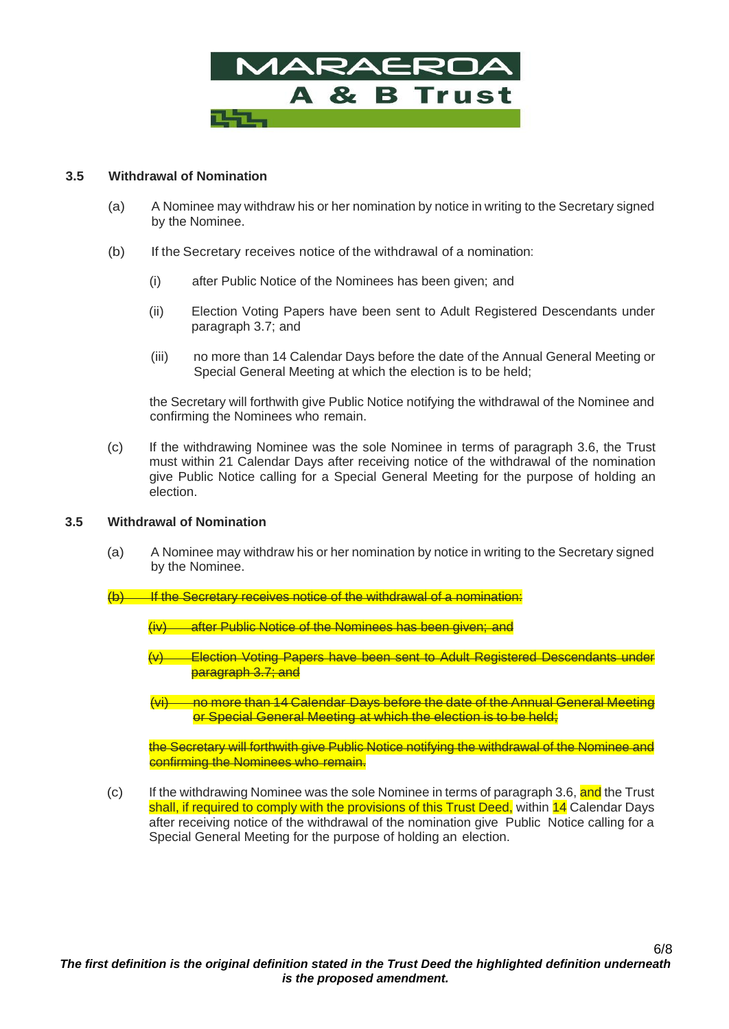**3.5 Withdrawal of Nomination**

(a) A Nominee may withdraw his or her nomination by notice in writing to the Secretary signed by the Nominee.

(b) If the Secretary receives notice of the withdrawal of a nomination:

   (i) after Public Notice of the Nominees has been given; and

   (ii) Election Voting Papers have been sent to Adult Registered Descendants under paragraph 3.7; and

   (iii) no more than 14 Calendar Days before the date of the Annual General Meeting or Special General Meeting at which the election is to be held;

   the Secretary will forthwith give Public Notice notifying the withdrawal of the Nominee and confirming the Nominees who remain.

(c) If the withdrawing Nominee was the sole Nominee in terms of paragraph 3.6, the Trust must within 21 Calendar Days after receiving notice of the withdrawal of the nomination give Public Notice calling for a Special General Meeting for the purpose of holding an election.

**3.5 Withdrawal of Nomination**

(a) A Nominee may withdraw his or her nomination by notice in writing to the Secretary signed by the Nominee.

~~(b) If the Secretary receives notice of the withdrawal of a nomination:~~

   ~~(iv) after Public Notice of the Nominees has been given; and~~

   ~~(v) Election Voting Papers have been sent to Adult Registered Descendants under paragraph 3.7; and~~

   ~~(vi) no more than 14 Calendar Days before the date of the Annual General Meeting or Special General Meeting at which the election is to be held;~~

   ~~the Secretary will forthwith give Public Notice notifying the withdrawal of the Nominee and confirming the Nominees who remain.~~

(c) If the withdrawing Nominee was the sole Nominee in terms of paragraph 3.6, and the Trust shall, if required to comply with the provisions of this Trust Deed, within 14 Calendar Days after receiving notice of the withdrawal of the nomination give Public Notice calling for a Special General Meeting for the purpose of holding an election.

***The first definition is the original definition stated in the Trust Deed the highlighted definition underneath is the proposed amendment.***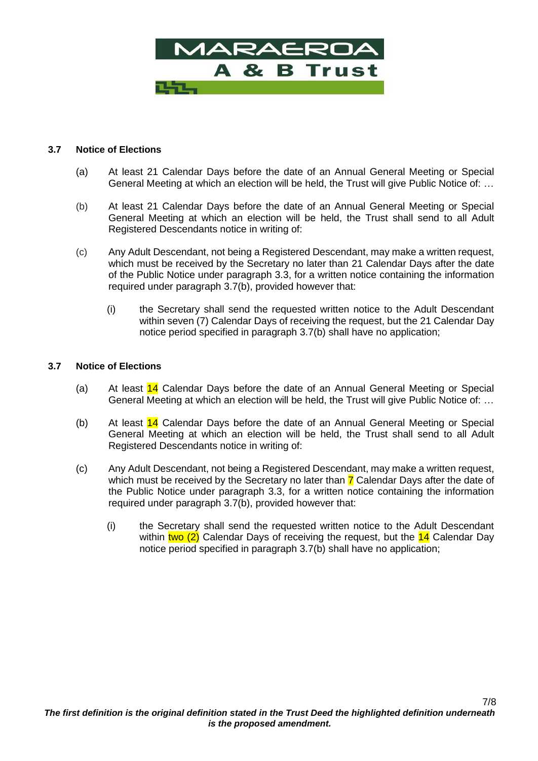### 3.7 Notice of Elections

(a) At least 21 Calendar Days before the date of an Annual General Meeting or Special General Meeting at which an election will be held, the Trust will give Public Notice of: …

(b) At least 21 Calendar Days before the date of an Annual General Meeting or Special General Meeting at which an election will be held, the Trust shall send to all Adult Registered Descendants notice in writing of:

(c) Any Adult Descendant, not being a Registered Descendant, may make a written request, which must be received by the Secretary no later than 21 Calendar Days after the date of the Public Notice under paragraph 3.3, for a written notice containing the information required under paragraph 3.7(b), provided however that:

   (i) the Secretary shall send the requested written notice to the Adult Descendant within seven (7) Calendar Days of receiving the request, but the 21 Calendar Day notice period specified in paragraph 3.7(b) shall have no application;

### 3.7 Notice of Elections

(a) At least 14 Calendar Days before the date of an Annual General Meeting or Special General Meeting at which an election will be held, the Trust will give Public Notice of: …

(b) At least 14 Calendar Days before the date of an Annual General Meeting or Special General Meeting at which an election will be held, the Trust shall send to all Adult Registered Descendants notice in writing of:

(c) Any Adult Descendant, not being a Registered Descendant, may make a written request, which must be received by the Secretary no later than 7 Calendar Days after the date of the Public Notice under paragraph 3.3, for a written notice containing the information required under paragraph 3.7(b), provided however that:

   (i) the Secretary shall send the requested written notice to the Adult Descendant within two (2) Calendar Days of receiving the request, but the 14 Calendar Day notice period specified in paragraph 3.7(b) shall have no application;

***The first definition is the original definition stated in the Trust Deed the highlighted definition underneath is the proposed amendment.***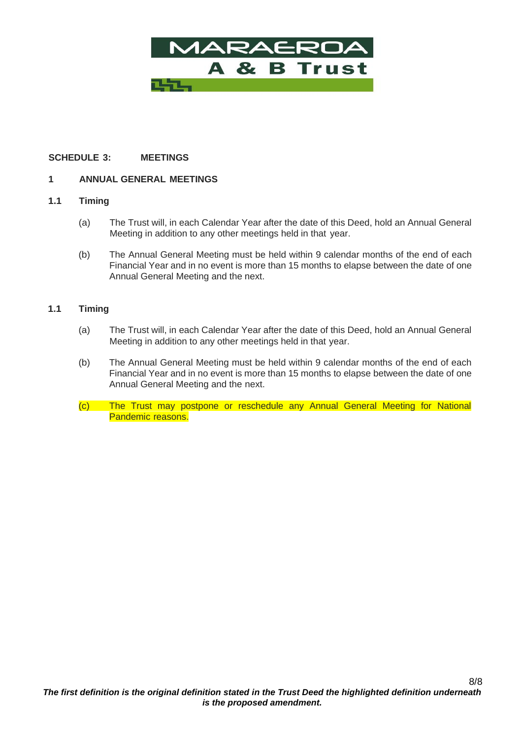MARAEROA
A & B Trust

**SCHEDULE 3: MEETINGS**

**1 ANNUAL GENERAL MEETINGS**

**1.1 Timing**

(a) The Trust will, in each Calendar Year after the date of this Deed, hold an Annual General Meeting in addition to any other meetings held in that year.

(b) The Annual General Meeting must be held within 9 calendar months of the end of each Financial Year and in no event is more than 15 months to elapse between the date of one Annual General Meeting and the next.

**1.1 Timing**

(a) The Trust will, in each Calendar Year after the date of this Deed, hold an Annual General Meeting in addition to any other meetings held in that year.

(b) The Annual General Meeting must be held within 9 calendar months of the end of each Financial Year and in no event is more than 15 months to elapse between the date of one Annual General Meeting and the next.

(c) The Trust may postpone or reschedule any Annual General Meeting for National Pandemic reasons.

***The first definition is the original definition stated in the Trust Deed the highlighted definition underneath is the proposed amendment.***